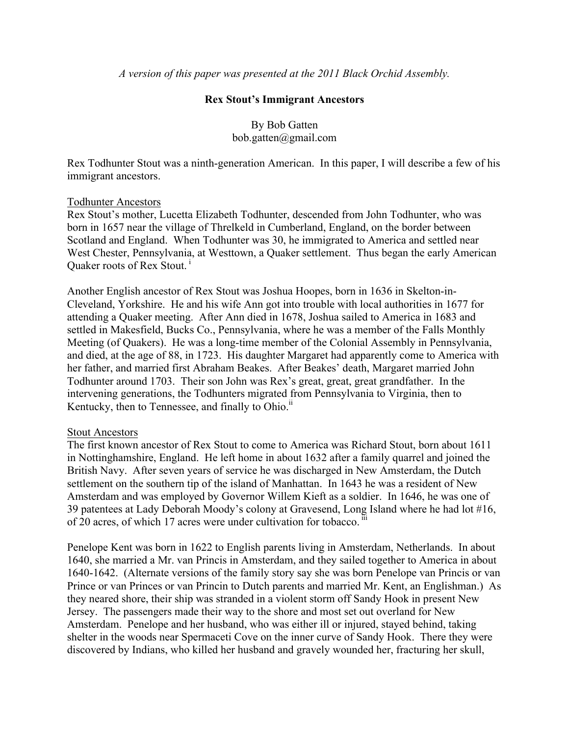*A version of this paper was presented at the 2011 Black Orchid Assembly.*

# Rex Stout's Immigrant Ancestors

By Bob Gatten
bob.gatten@gmail.com

Rex Todhunter Stout was a ninth-generation American. In this paper, I will describe a few of his immigrant ancestors.

## Todhunter Ancestors

Rex Stout's mother, Lucetta Elizabeth Todhunter, descended from John Todhunter, who was born in 1657 near the village of Threlkeld in Cumberland, England, on the border between Scotland and England. When Todhunter was 30, he immigrated to America and settled near West Chester, Pennsylvania, at Westtown, a Quaker settlement. Thus began the early American Quaker roots of Rex Stout. [i]

Another English ancestor of Rex Stout was Joshua Hoopes, born in 1636 in Skelton-in-Cleveland, Yorkshire. He and his wife Ann got into trouble with local authorities in 1677 for attending a Quaker meeting. After Ann died in 1678, Joshua sailed to America in 1683 and settled in Makesfield, Bucks Co., Pennsylvania, where he was a member of the Falls Monthly Meeting (of Quakers). He was a long-time member of the Colonial Assembly in Pennsylvania, and died, at the age of 88, in 1723. His daughter Margaret had apparently come to America with her father, and married first Abraham Beakes. After Beakes' death, Margaret married John Todhunter around 1703. Their son John was Rex's great, great, great grandfather. In the intervening generations, the Todhunters migrated from Pennsylvania to Virginia, then to Kentucky, then to Tennessee, and finally to Ohio.[ii]

## Stout Ancestors

The first known ancestor of Rex Stout to come to America was Richard Stout, born about 1611 in Nottinghamshire, England. He left home in about 1632 after a family quarrel and joined the British Navy. After seven years of service he was discharged in New Amsterdam, the Dutch settlement on the southern tip of the island of Manhattan. In 1643 he was a resident of New Amsterdam and was employed by Governor Willem Kieft as a soldier. In 1646, he was one of 39 patentees at Lady Deborah Moody's colony at Gravesend, Long Island where he had lot #16, of 20 acres, of which 17 acres were under cultivation for tobacco. [iii]

Penelope Kent was born in 1622 to English parents living in Amsterdam, Netherlands. In about 1640, she married a Mr. van Princis in Amsterdam, and they sailed together to America in about 1640-1642. (Alternate versions of the family story say she was born Penelope van Princis or van Prince or van Princes or van Princin to Dutch parents and married Mr. Kent, an Englishman.) As they neared shore, their ship was stranded in a violent storm off Sandy Hook in present New Jersey. The passengers made their way to the shore and most set out overland for New Amsterdam. Penelope and her husband, who was either ill or injured, stayed behind, taking shelter in the woods near Spermaceti Cove on the inner curve of Sandy Hook. There they were discovered by Indians, who killed her husband and gravely wounded her, fracturing her skull,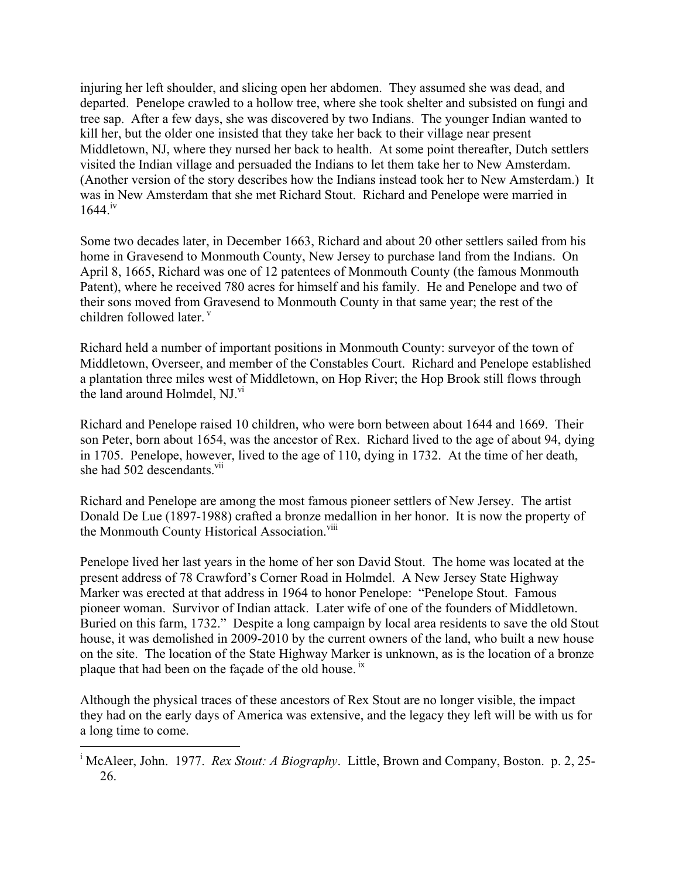injuring her left shoulder, and slicing open her abdomen. They assumed she was dead, and departed. Penelope crawled to a hollow tree, where she took shelter and subsisted on fungi and tree sap. After a few days, she was discovered by two Indians. The younger Indian wanted to kill her, but the older one insisted that they take her back to their village near present Middletown, NJ, where they nursed her back to health. At some point thereafter, Dutch settlers visited the Indian village and persuaded the Indians to let them take her to New Amsterdam. (Another version of the story describes how the Indians instead took her to New Amsterdam.) It was in New Amsterdam that she met Richard Stout. Richard and Penelope were married in 1644.[iv]

Some two decades later, in December 1663, Richard and about 20 other settlers sailed from his home in Gravesend to Monmouth County, New Jersey to purchase land from the Indians. On April 8, 1665, Richard was one of 12 patentees of Monmouth County (the famous Monmouth Patent), where he received 780 acres for himself and his family. He and Penelope and two of their sons moved from Gravesend to Monmouth County in that same year; the rest of the children followed later.[v]

Richard held a number of important positions in Monmouth County: surveyor of the town of Middletown, Overseer, and member of the Constables Court. Richard and Penelope established a plantation three miles west of Middletown, on Hop River; the Hop Brook still flows through the land around Holmdel, NJ.[vi]

Richard and Penelope raised 10 children, who were born between about 1644 and 1669. Their son Peter, born about 1654, was the ancestor of Rex. Richard lived to the age of about 94, dying in 1705. Penelope, however, lived to the age of 110, dying in 1732. At the time of her death, she had 502 descendants.[vii]

Richard and Penelope are among the most famous pioneer settlers of New Jersey. The artist Donald De Lue (1897-1988) crafted a bronze medallion in her honor. It is now the property of the Monmouth County Historical Association.[viii]

Penelope lived her last years in the home of her son David Stout. The home was located at the present address of 78 Crawford's Corner Road in Holmdel. A New Jersey State Highway Marker was erected at that address in 1964 to honor Penelope: "Penelope Stout. Famous pioneer woman. Survivor of Indian attack. Later wife of one of the founders of Middletown. Buried on this farm, 1732." Despite a long campaign by local area residents to save the old Stout house, it was demolished in 2009-2010 by the current owners of the land, who built a new house on the site. The location of the State Highway Marker is unknown, as is the location of a bronze plaque that had been on the façade of the old house.[ix]

Although the physical traces of these ancestors of Rex Stout are no longer visible, the impact they had on the early days of America was extensive, and the legacy they left will be with us for a long time to come.

---

[i] McAleer, John. 1977. *Rex Stout: A Biography*. Little, Brown and Company, Boston. p. 2, 25-26.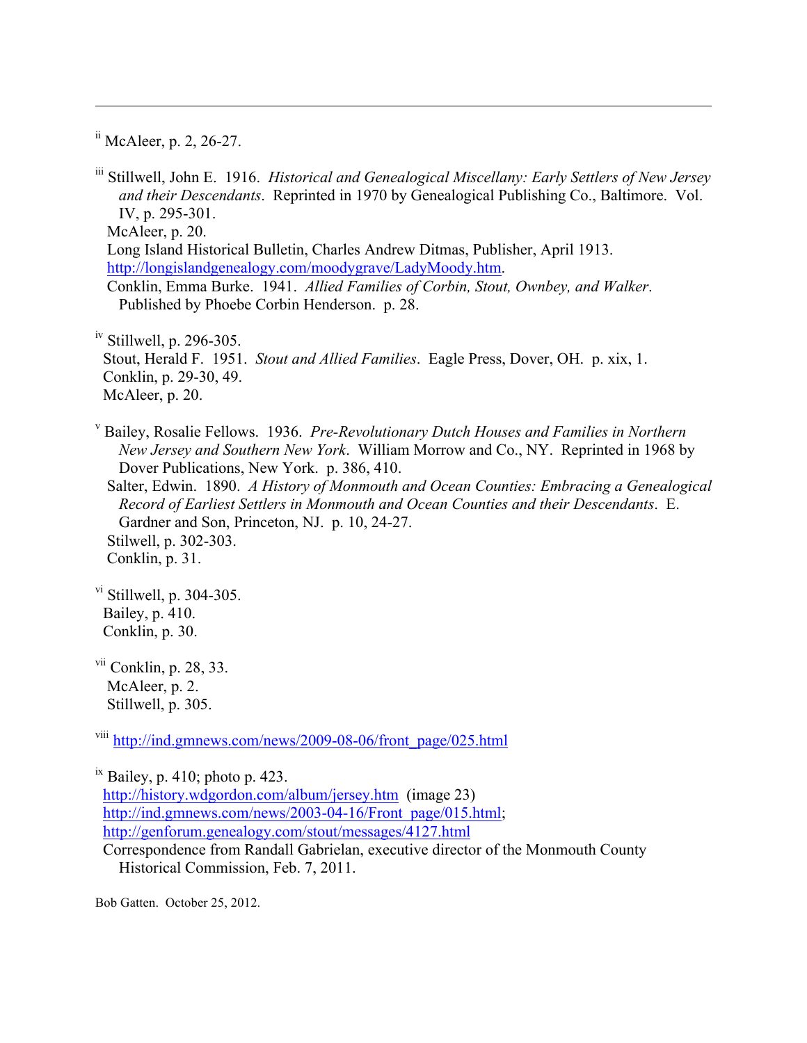[ii] McAleer, p. 2, 26-27.

[iii] Stillwell, John E. 1916. *Historical and Genealogical Miscellany: Early Settlers of New Jersey and their Descendants*. Reprinted in 1970 by Genealogical Publishing Co., Baltimore. Vol. IV, p. 295-301.
McAleer, p. 20.
Long Island Historical Bulletin, Charles Andrew Ditmas, Publisher, April 1913. http://longislandgenealogy.com/moodygrave/LadyMoody.htm.
Conklin, Emma Burke. 1941. *Allied Families of Corbin, Stout, Ownbey, and Walker*. Published by Phoebe Corbin Henderson. p. 28.

[iv] Stillwell, p. 296-305.
Stout, Herald F. 1951. *Stout and Allied Families*. Eagle Press, Dover, OH. p. xix, 1.
Conklin, p. 29-30, 49.
McAleer, p. 20.

[v] Bailey, Rosalie Fellows. 1936. *Pre-Revolutionary Dutch Houses and Families in Northern New Jersey and Southern New York*. William Morrow and Co., NY. Reprinted in 1968 by Dover Publications, New York. p. 386, 410.
Salter, Edwin. 1890. *A History of Monmouth and Ocean Counties: Embracing a Genealogical Record of Earliest Settlers in Monmouth and Ocean Counties and their Descendants*. E. Gardner and Son, Princeton, NJ. p. 10, 24-27.
Stilwell, p. 302-303.
Conklin, p. 31.

[vi] Stillwell, p. 304-305.
Bailey, p. 410.
Conklin, p. 30.

[vii] Conklin, p. 28, 33.
McAleer, p. 2.
Stillwell, p. 305.

[viii] http://ind.gmnews.com/news/2009-08-06/front_page/025.html

[ix] Bailey, p. 410; photo p. 423.
http://history.wdgordon.com/album/jersey.htm (image 23)
http://ind.gmnews.com/news/2003-04-16/Front_page/015.html;
http://genforum.genealogy.com/stout/messages/4127.html
Correspondence from Randall Gabrielan, executive director of the Monmouth County Historical Commission, Feb. 7, 2011.

Bob Gatten. October 25, 2012.